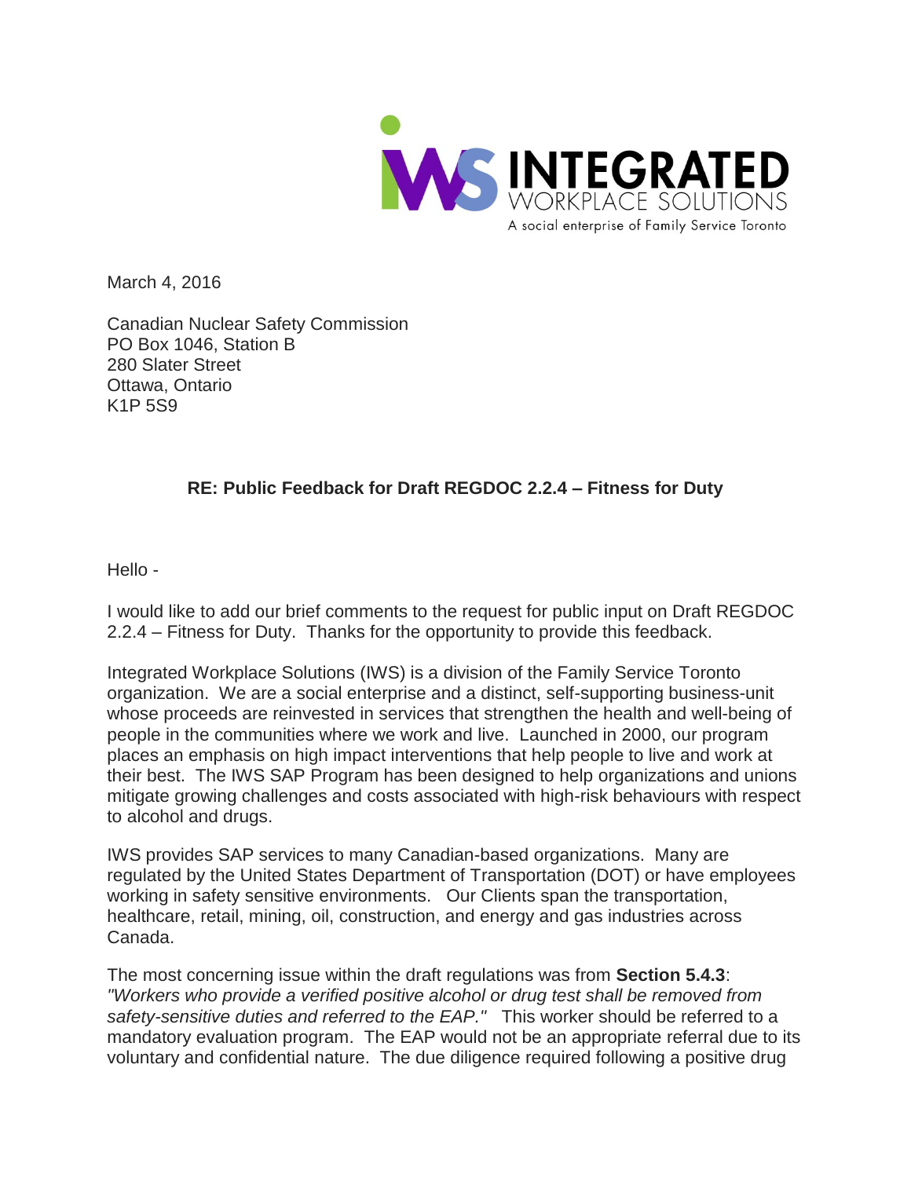INTEGRATED WORKPLACE SOLUTIONS
A social enterprise of Family Service Toronto

March 4, 2016

Canadian Nuclear Safety Commission
PO Box 1046, Station B
280 Slater Street
Ottawa, Ontario
K1P 5S9

**RE: Public Feedback for Draft REGDOC 2.2.4 – Fitness for Duty**

Hello -

I would like to add our brief comments to the request for public input on Draft REGDOC 2.2.4 – Fitness for Duty. Thanks for the opportunity to provide this feedback.

Integrated Workplace Solutions (IWS) is a division of the Family Service Toronto organization. We are a social enterprise and a distinct, self-supporting business-unit whose proceeds are reinvested in services that strengthen the health and well-being of people in the communities where we work and live. Launched in 2000, our program places an emphasis on high impact interventions that help people to live and work at their best. The IWS SAP Program has been designed to help organizations and unions mitigate growing challenges and costs associated with high-risk behaviours with respect to alcohol and drugs.

IWS provides SAP services to many Canadian-based organizations. Many are regulated by the United States Department of Transportation (DOT) or have employees working in safety sensitive environments. Our Clients span the transportation, healthcare, retail, mining, oil, construction, and energy and gas industries across Canada.

The most concerning issue within the draft regulations was from **Section 5.4.3**: *"Workers who provide a verified positive alcohol or drug test shall be removed from safety-sensitive duties and referred to the EAP."* This worker should be referred to a mandatory evaluation program. The EAP would not be an appropriate referral due to its voluntary and confidential nature. The due diligence required following a positive drug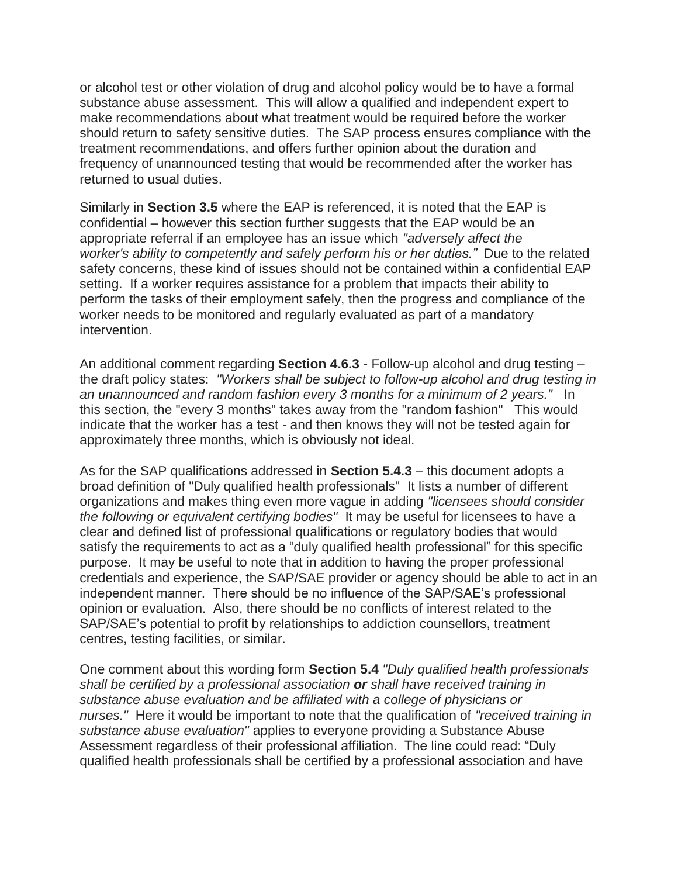or alcohol test or other violation of drug and alcohol policy would be to have a formal substance abuse assessment. This will allow a qualified and independent expert to make recommendations about what treatment would be required before the worker should return to safety sensitive duties. The SAP process ensures compliance with the treatment recommendations, and offers further opinion about the duration and frequency of unannounced testing that would be recommended after the worker has returned to usual duties.

Similarly in **Section 3.5** where the EAP is referenced, it is noted that the EAP is confidential – however this section further suggests that the EAP would be an appropriate referral if an employee has an issue which *"adversely affect the worker's ability to competently and safely perform his or her duties."* Due to the related safety concerns, these kind of issues should not be contained within a confidential EAP setting. If a worker requires assistance for a problem that impacts their ability to perform the tasks of their employment safely, then the progress and compliance of the worker needs to be monitored and regularly evaluated as part of a mandatory intervention.

An additional comment regarding **Section 4.6.3** - Follow-up alcohol and drug testing – the draft policy states: *"Workers shall be subject to follow-up alcohol and drug testing in an unannounced and random fashion every 3 months for a minimum of 2 years."* In this section, the "every 3 months" takes away from the "random fashion" This would indicate that the worker has a test - and then knows they will not be tested again for approximately three months, which is obviously not ideal.

As for the SAP qualifications addressed in **Section 5.4.3** – this document adopts a broad definition of "Duly qualified health professionals" It lists a number of different organizations and makes thing even more vague in adding *"licensees should consider the following or equivalent certifying bodies"* It may be useful for licensees to have a clear and defined list of professional qualifications or regulatory bodies that would satisfy the requirements to act as a "duly qualified health professional" for this specific purpose. It may be useful to note that in addition to having the proper professional credentials and experience, the SAP/SAE provider or agency should be able to act in an independent manner. There should be no influence of the SAP/SAE's professional opinion or evaluation. Also, there should be no conflicts of interest related to the SAP/SAE's potential to profit by relationships to addiction counsellors, treatment centres, testing facilities, or similar.

One comment about this wording form **Section 5.4** *"Duly qualified health professionals shall be certified by a professional association* ***or*** *shall have received training in substance abuse evaluation and be affiliated with a college of physicians or nurses."* Here it would be important to note that the qualification of *"received training in substance abuse evaluation"* applies to everyone providing a Substance Abuse Assessment regardless of their professional affiliation. The line could read: "Duly qualified health professionals shall be certified by a professional association and have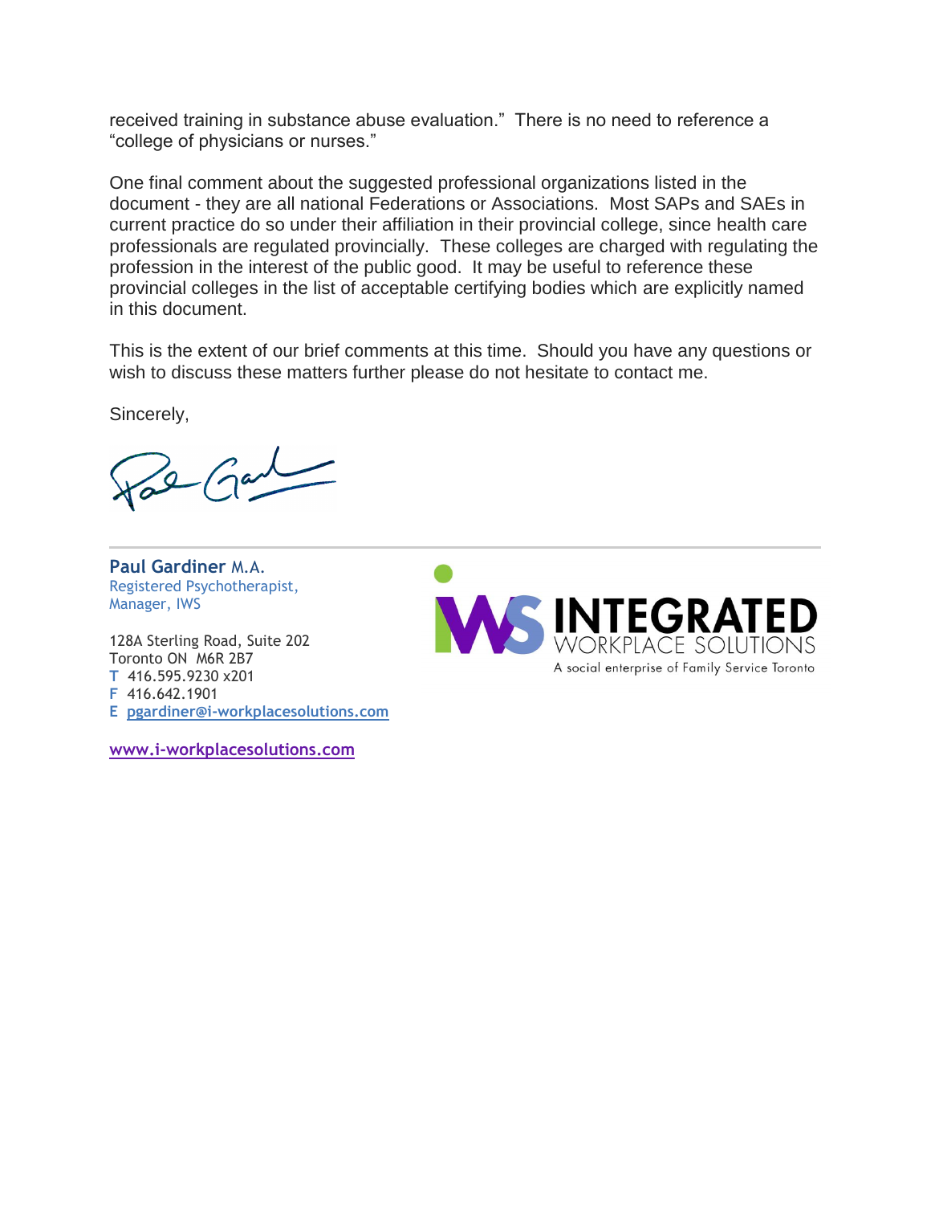received training in substance abuse evaluation." There is no need to reference a "college of physicians or nurses."

One final comment about the suggested professional organizations listed in the document - they are all national Federations or Associations. Most SAPs and SAEs in current practice do so under their affiliation in their provincial college, since health care professionals are regulated provincially. These colleges are charged with regulating the profession in the interest of the public good. It may be useful to reference these provincial colleges in the list of acceptable certifying bodies which are explicitly named in this document.

This is the extent of our brief comments at this time. Should you have any questions or wish to discuss these matters further please do not hesitate to contact me.

Sincerely,

---

**Paul Gardiner** M.A.
Registered Psychotherapist,
Manager, IWS

128A Sterling Road, Suite 202
Toronto ON M6R 2B7
**T** 416.595.9230 x201
**F** 416.642.1901
**E** pgardiner@i-workplacesolutions.com

www.i-workplacesolutions.com

IWS INTEGRATED WORKPLACE SOLUTIONS
A social enterprise of Family Service Toronto